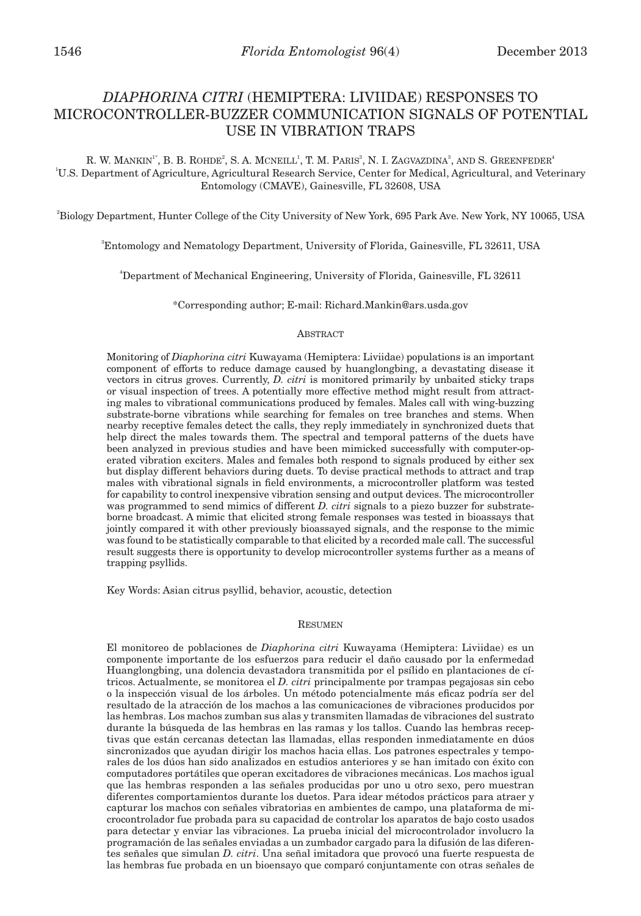# *DIAPHORINA CITRI* (HEMIPTERA: LIVIIDAE) RESPONSES TO MICROCONTROLLER-BUZZER COMMUNICATION SIGNALS OF POTENTIAL USE IN VIBRATION TRAPS

R. W. Mankin[1*], B. B. Rohde[2], S. A. McNeill[1], T. M. Paris[3], N. I. Zagvazdina[3], and S. Greenfeder[4]

[1]U.S. Department of Agriculture, Agricultural Research Service, Center for Medical, Agricultural, and Veterinary Entomology (CMAVE), Gainesville, FL 32608, USA

[2]Biology Department, Hunter College of the City University of New York, 695 Park Ave. New York, NY 10065, USA

[3]Entomology and Nematology Department, University of Florida, Gainesville, FL 32611, USA

[4]Department of Mechanical Engineering, University of Florida, Gainesville, FL 32611

*Corresponding author; E-mail: Richard.Mankin@ars.usda.gov

## Abstract

Monitoring of *Diaphorina citri* Kuwayama (Hemiptera: Liviidae) populations is an important component of efforts to reduce damage caused by huanglongbing, a devastating disease it vectors in citrus groves. Currently, *D. citri* is monitored primarily by unbaited sticky traps or visual inspection of trees. A potentially more effective method might result from attracting males to vibrational communications produced by females. Males call with wing-buzzing substrate-borne vibrations while searching for females on tree branches and stems. When nearby receptive females detect the calls, they reply immediately in synchronized duets that help direct the males towards them. The spectral and temporal patterns of the duets have been analyzed in previous studies and have been mimicked successfully with computer-operated vibration exciters. Males and females both respond to signals produced by either sex but display different behaviors during duets. To devise practical methods to attract and trap males with vibrational signals in field environments, a microcontroller platform was tested for capability to control inexpensive vibration sensing and output devices. The microcontroller was programmed to send mimics of different *D. citri* signals to a piezo buzzer for substrate-borne broadcast. A mimic that elicited strong female responses was tested in bioassays that jointly compared it with other previously bioassayed signals, and the response to the mimic was found to be statistically comparable to that elicited by a recorded male call. The successful result suggests there is opportunity to develop microcontroller systems further as a means of trapping psyllids.

Key Words: Asian citrus psyllid, behavior, acoustic, detection

## Resumen

El monitoreo de poblaciones de *Diaphorina citri* Kuwayama (Hemiptera: Liviidae) es un componente importante de los esfuerzos para reducir el daño causado por la enfermedad Huanglongbing, una dolencia devastadora transmitida por el psílido en plantaciones de cítricos. Actualmente, se monitorea el *D. citri* principalmente por trampas pegajosas sin cebo o la inspección visual de los árboles. Un método potencialmente más eficaz podría ser del resultado de la atracción de los machos a las comunicaciones de vibraciones producidos por las hembras. Los machos zumban sus alas y transmiten llamadas de vibraciones del sustrato durante la búsqueda de las hembras en las ramas y los tallos. Cuando las hembras receptivas que están cercanas detectan las llamadas, ellas responden inmediatamente en dúos sincronizados que ayudan dirigir los machos hacia ellas. Los patrones espectrales y temporales de los dúos han sido analizados en estudios anteriores y se han imitado con éxito con computadores portátiles que operan excitadores de vibraciones mecánicas. Los machos igual que las hembras responden a las señales producidas por uno u otro sexo, pero muestran diferentes comportamientos durante los duetos. Para idear métodos prácticos para atraer y capturar los machos con señales vibratorias en ambientes de campo, una plataforma de microcontrolador fue probada para su capacidad de controlar los aparatos de bajo costo usados para detectar y enviar las vibraciones. La prueba inicial del microcontrolador involucro la programación de las señales enviadas a un zumbador cargado para la difusión de las diferentes señales que simulan *D. citri*. Una señal imitadora que provocó una fuerte respuesta de las hembras fue probada en un bioensayo que comparó conjuntamente con otras señales de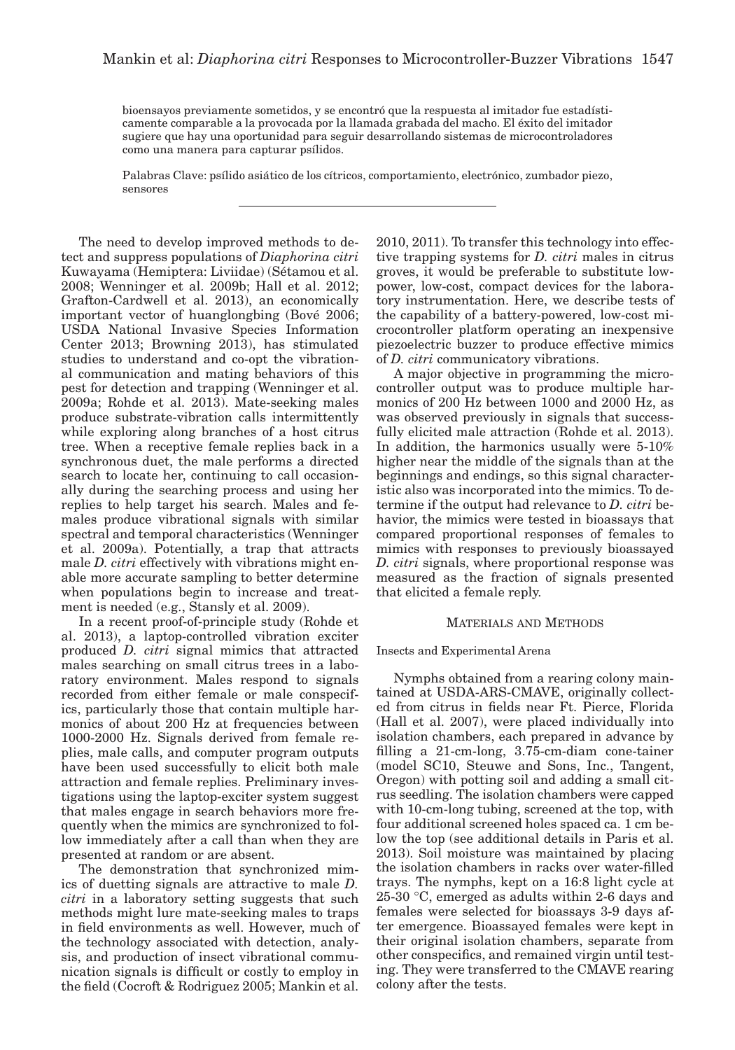bioensayos previamente sometidos, y se encontró que la respuesta al imitador fue estadísticamente comparable a la provocada por la llamada grabada del macho. El éxito del imitador sugiere que hay una oportunidad para seguir desarrollando sistemas de microcontroladores como una manera para capturar psílidos.

Palabras Clave: psílido asiático de los cítricos, comportamiento, electrónico, zumbador piezo, sensores

---

The need to develop improved methods to detect and suppress populations of *Diaphorina citri* Kuwayama (Hemiptera: Liviidae) (Sétamou et al. 2008; Wenninger et al. 2009b; Hall et al. 2012; Grafton-Cardwell et al. 2013), an economically important vector of huanglongbing (Bové 2006; USDA National Invasive Species Information Center 2013; Browning 2013), has stimulated studies to understand and co-opt the vibrational communication and mating behaviors of this pest for detection and trapping (Wenninger et al. 2009a; Rohde et al. 2013). Mate-seeking males produce substrate-vibration calls intermittently while exploring along branches of a host citrus tree. When a receptive female replies back in a synchronous duet, the male performs a directed search to locate her, continuing to call occasionally during the searching process and using her replies to help target his search. Males and females produce vibrational signals with similar spectral and temporal characteristics (Wenninger et al. 2009a). Potentially, a trap that attracts male *D. citri* effectively with vibrations might enable more accurate sampling to better determine when populations begin to increase and treatment is needed (e.g., Stansly et al. 2009).

In a recent proof-of-principle study (Rohde et al. 2013), a laptop-controlled vibration exciter produced *D. citri* signal mimics that attracted males searching on small citrus trees in a laboratory environment. Males respond to signals recorded from either female or male conspecifics, particularly those that contain multiple harmonics of about 200 Hz at frequencies between 1000-2000 Hz. Signals derived from female replies, male calls, and computer program outputs have been used successfully to elicit both male attraction and female replies. Preliminary investigations using the laptop-exciter system suggest that males engage in search behaviors more frequently when the mimics are synchronized to follow immediately after a call than when they are presented at random or are absent.

The demonstration that synchronized mimics of duetting signals are attractive to male *D. citri* in a laboratory setting suggests that such methods might lure mate-seeking males to traps in field environments as well. However, much of the technology associated with detection, analysis, and production of insect vibrational communication signals is difficult or costly to employ in the field (Cocroft & Rodriguez 2005; Mankin et al. 2010, 2011). To transfer this technology into effective trapping systems for *D. citri* males in citrus groves, it would be preferable to substitute low-power, low-cost, compact devices for the laboratory instrumentation. Here, we describe tests of the capability of a battery-powered, low-cost microcontroller platform operating an inexpensive piezoelectric buzzer to produce effective mimics of *D. citri* communicatory vibrations.

A major objective in programming the microcontroller output was to produce multiple harmonics of 200 Hz between 1000 and 2000 Hz, as was observed previously in signals that successfully elicited male attraction (Rohde et al. 2013). In addition, the harmonics usually were 5-10% higher near the middle of the signals than at the beginnings and endings, so this signal characteristic also was incorporated into the mimics. To determine if the output had relevance to *D. citri* behavior, the mimics were tested in bioassays that compared proportional responses of females to mimics with responses to previously bioassayed *D. citri* signals, where proportional response was measured as the fraction of signals presented that elicited a female reply.

## MATERIALS AND METHODS

### Insects and Experimental Arena

Nymphs obtained from a rearing colony maintained at USDA-ARS-CMAVE, originally collected from citrus in fields near Ft. Pierce, Florida (Hall et al. 2007), were placed individually into isolation chambers, each prepared in advance by filling a 21-cm-long, 3.75-cm-diam cone-tainer (model SC10, Steuwe and Sons, Inc., Tangent, Oregon) with potting soil and adding a small citrus seedling. The isolation chambers were capped with 10-cm-long tubing, screened at the top, with four additional screened holes spaced ca. 1 cm below the top (see additional details in Paris et al. 2013). Soil moisture was maintained by placing the isolation chambers in racks over water-filled trays. The nymphs, kept on a 16:8 light cycle at 25-30 °C, emerged as adults within 2-6 days and females were selected for bioassays 3-9 days after emergence. Bioassayed females were kept in their original isolation chambers, separate from other conspecifics, and remained virgin until testing. They were transferred to the CMAVE rearing colony after the tests.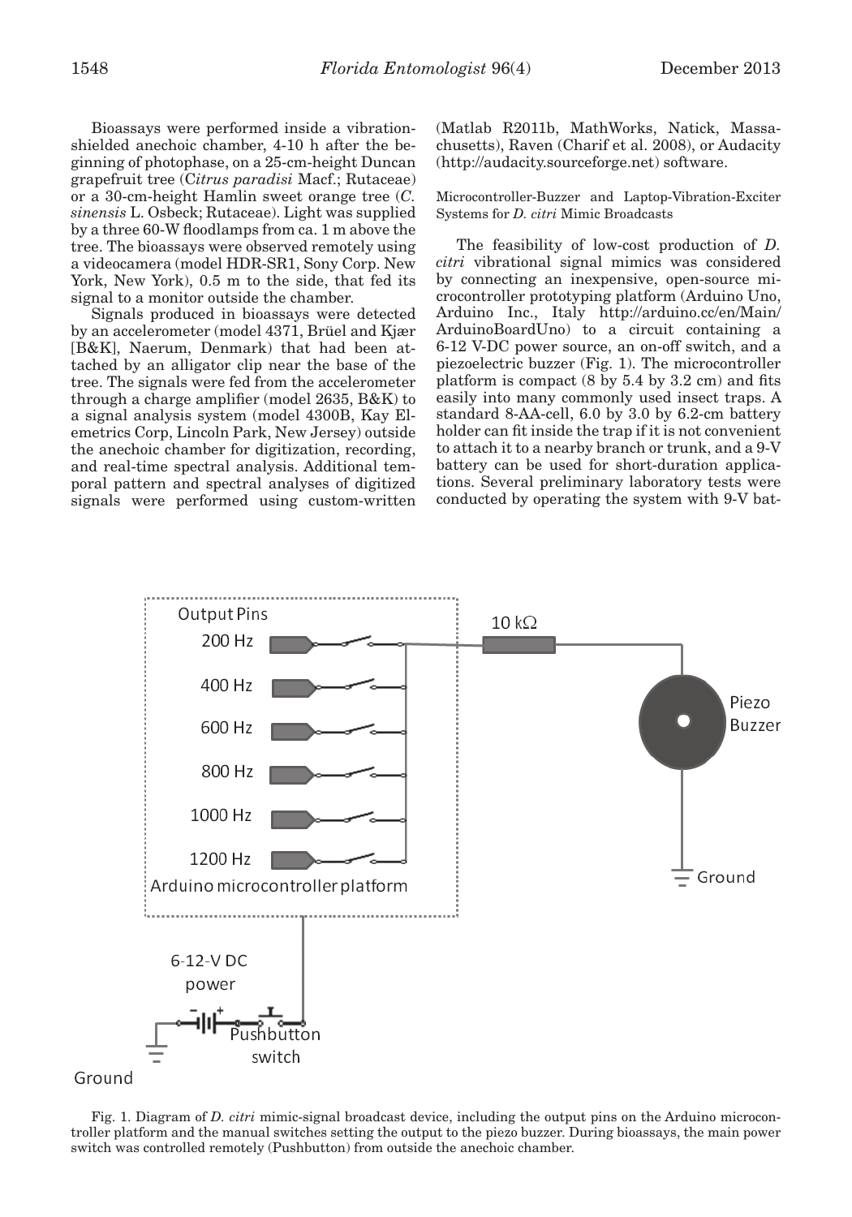Bioassays were performed inside a vibration-shielded anechoic chamber, 4-10 h after the beginning of photophase, on a 25-cm-height Duncan grapefruit tree (*Citrus paradisi* Macf.; Rutaceae) or a 30-cm-height Hamlin sweet orange tree (*C. sinensis* L. Osbeck; Rutaceae). Light was supplied by a three 60-W floodlamps from ca. 1 m above the tree. The bioassays were observed remotely using a videocamera (model HDR-SR1, Sony Corp. New York, New York), 0.5 m to the side, that fed its signal to a monitor outside the chamber.

Signals produced in bioassays were detected by an accelerometer (model 4371, Brüel and Kjær [B&K], Naerum, Denmark) that had been attached by an alligator clip near the base of the tree. The signals were fed from the accelerometer through a charge amplifier (model 2635, B&K) to a signal analysis system (model 4300B, Kay Elemetrics Corp, Lincoln Park, New Jersey) outside the anechoic chamber for digitization, recording, and real-time spectral analysis. Additional temporal pattern and spectral analyses of digitized signals were performed using custom-written (Matlab R2011b, MathWorks, Natick, Massachusetts), Raven (Charif et al. 2008), or Audacity (http://audacity.sourceforge.net) software.

### Microcontroller-Buzzer and Laptop-Vibration-Exciter Systems for *D. citri* Mimic Broadcasts

The feasibility of low-cost production of *D. citri* vibrational signal mimics was considered by connecting an inexpensive, open-source microcontroller prototyping platform (Arduino Uno, Arduino Inc., Italy http://arduino.cc/en/Main/ArduinoBoardUno) to a circuit containing a 6-12 V-DC power source, an on-off switch, and a piezoelectric buzzer (Fig. 1). The microcontroller platform is compact (8 by 5.4 by 3.2 cm) and fits easily into many commonly used insect traps. A standard 8-AA-cell, 6.0 by 3.0 by 6.2-cm battery holder can fit inside the trap if it is not convenient to attach it to a nearby branch or trunk, and a 9-V battery can be used for short-duration applications. Several preliminary laboratory tests were conducted by operating the system with 9-V bat-

Fig. 1. Diagram of *D. citri* mimic-signal broadcast device, including the output pins on the Arduino microcontroller platform and the manual switches setting the output to the piezo buzzer. During bioassays, the main power switch was controlled remotely (Pushbutton) from outside the anechoic chamber.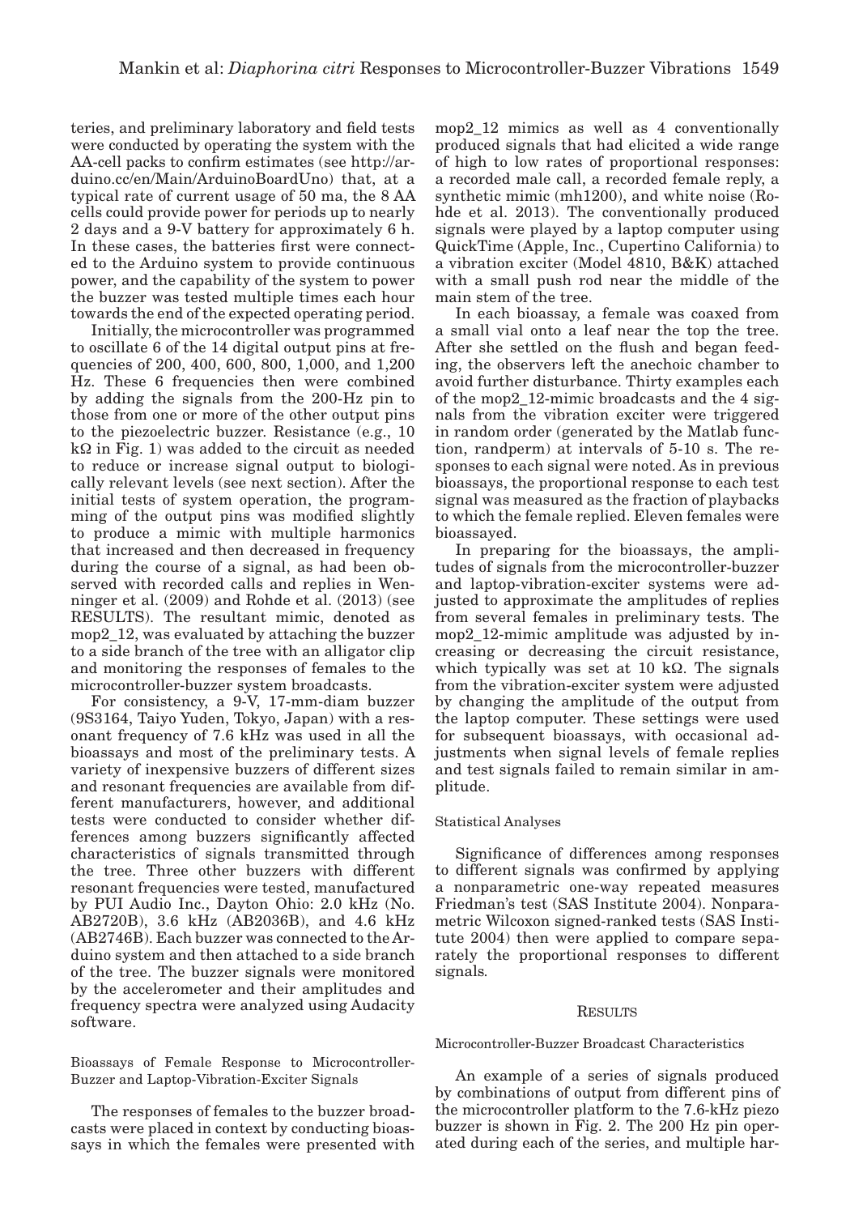teries, and preliminary laboratory and field tests were conducted by operating the system with the AA-cell packs to confirm estimates (see http://arduino.cc/en/Main/ArduinoBoardUno) that, at a typical rate of current usage of 50 ma, the 8 AA cells could provide power for periods up to nearly 2 days and a 9-V battery for approximately 6 h. In these cases, the batteries first were connected to the Arduino system to provide continuous power, and the capability of the system to power the buzzer was tested multiple times each hour towards the end of the expected operating period.

Initially, the microcontroller was programmed to oscillate 6 of the 14 digital output pins at frequencies of 200, 400, 600, 800, 1,000, and 1,200 Hz. These 6 frequencies then were combined by adding the signals from the 200-Hz pin to those from one or more of the other output pins to the piezoelectric buzzer. Resistance (e.g., 10 kΩ in Fig. 1) was added to the circuit as needed to reduce or increase signal output to biologically relevant levels (see next section). After the initial tests of system operation, the programming of the output pins was modified slightly to produce a mimic with multiple harmonics that increased and then decreased in frequency during the course of a signal, as had been observed with recorded calls and replies in Wenninger et al. (2009) and Rohde et al. (2013) (see RESULTS). The resultant mimic, denoted as mop2_12, was evaluated by attaching the buzzer to a side branch of the tree with an alligator clip and monitoring the responses of females to the microcontroller-buzzer system broadcasts.

For consistency, a 9-V, 17-mm-diam buzzer (9S3164, Taiyo Yuden, Tokyo, Japan) with a resonant frequency of 7.6 kHz was used in all the bioassays and most of the preliminary tests. A variety of inexpensive buzzers of different sizes and resonant frequencies are available from different manufacturers, however, and additional tests were conducted to consider whether differences among buzzers significantly affected characteristics of signals transmitted through the tree. Three other buzzers with different resonant frequencies were tested, manufactured by PUI Audio Inc., Dayton Ohio: 2.0 kHz (No. AB2720B), 3.6 kHz (AB2036B), and 4.6 kHz (AB2746B). Each buzzer was connected to the Arduino system and then attached to a side branch of the tree. The buzzer signals were monitored by the accelerometer and their amplitudes and frequency spectra were analyzed using Audacity software.

### Bioassays of Female Response to Microcontroller-Buzzer and Laptop-Vibration-Exciter Signals

The responses of females to the buzzer broadcasts were placed in context by conducting bioassays in which the females were presented with mop2_12 mimics as well as 4 conventionally produced signals that had elicited a wide range of high to low rates of proportional responses: a recorded male call, a recorded female reply, a synthetic mimic (mh1200), and white noise (Rohde et al. 2013). The conventionally produced signals were played by a laptop computer using QuickTime (Apple, Inc., Cupertino California) to a vibration exciter (Model 4810, B&K) attached with a small push rod near the middle of the main stem of the tree.

In each bioassay, a female was coaxed from a small vial onto a leaf near the top the tree. After she settled on the flush and began feeding, the observers left the anechoic chamber to avoid further disturbance. Thirty examples each of the mop2_12-mimic broadcasts and the 4 signals from the vibration exciter were triggered in random order (generated by the Matlab function, randperm) at intervals of 5-10 s. The responses to each signal were noted. As in previous bioassays, the proportional response to each test signal was measured as the fraction of playbacks to which the female replied. Eleven females were bioassayed.

In preparing for the bioassays, the amplitudes of signals from the microcontroller-buzzer and laptop-vibration-exciter systems were adjusted to approximate the amplitudes of replies from several females in preliminary tests. The mop2_12-mimic amplitude was adjusted by increasing or decreasing the circuit resistance, which typically was set at 10 kΩ. The signals from the vibration-exciter system were adjusted by changing the amplitude of the output from the laptop computer. These settings were used for subsequent bioassays, with occasional adjustments when signal levels of female replies and test signals failed to remain similar in amplitude.

### Statistical Analyses

Significance of differences among responses to different signals was confirmed by applying a nonparametric one-way repeated measures Friedman's test (SAS Institute 2004). Nonparametric Wilcoxon signed-ranked tests (SAS Institute 2004) then were applied to compare separately the proportional responses to different signals.

## Results

### Microcontroller-Buzzer Broadcast Characteristics

An example of a series of signals produced by combinations of output from different pins of the microcontroller platform to the 7.6-kHz piezo buzzer is shown in Fig. 2. The 200 Hz pin operated during each of the series, and multiple har-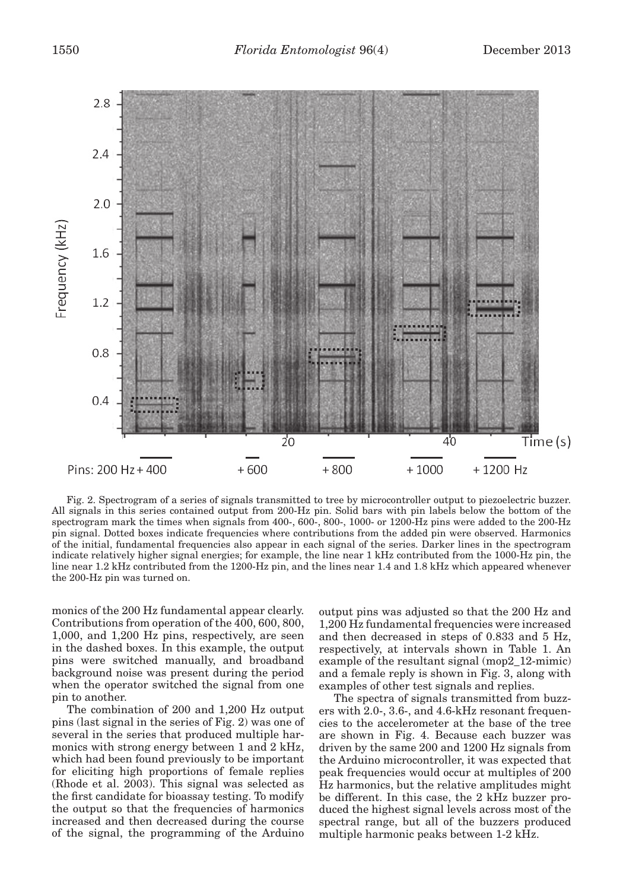Fig. 2. Spectrogram of a series of signals transmitted to tree by microcontroller output to piezoelectric buzzer. All signals in this series contained output from 200-Hz pin. Solid bars with pin labels below the bottom of the spectrogram mark the times when signals from 400-, 600-, 800-, 1000- or 1200-Hz pins were added to the 200-Hz pin signal. Dotted boxes indicate frequencies where contributions from the added pin were observed. Harmonics of the initial, fundamental frequencies also appear in each signal of the series. Darker lines in the spectrogram indicate relatively higher signal energies; for example, the line near 1 kHz contributed from the 1000-Hz pin, the line near 1.2 kHz contributed from the 1200-Hz pin, and the lines near 1.4 and 1.8 kHz which appeared whenever the 200-Hz pin was turned on.

monics of the 200 Hz fundamental appear clearly. Contributions from operation of the 400, 600, 800, 1,000, and 1,200 Hz pins, respectively, are seen in the dashed boxes. In this example, the output pins were switched manually, and broadband background noise was present during the period when the operator switched the signal from one pin to another.

The combination of 200 and 1,200 Hz output pins (last signal in the series of Fig. 2) was one of several in the series that produced multiple harmonics with strong energy between 1 and 2 kHz, which had been found previously to be important for eliciting high proportions of female replies (Rhode et al. 2003). This signal was selected as the first candidate for bioassay testing. To modify the output so that the frequencies of harmonics increased and then decreased during the course of the signal, the programming of the Arduino output pins was adjusted so that the 200 Hz and 1,200 Hz fundamental frequencies were increased and then decreased in steps of 0.833 and 5 Hz, respectively, at intervals shown in Table 1. An example of the resultant signal (mop2_12-mimic) and a female reply is shown in Fig. 3, along with examples of other test signals and replies.

The spectra of signals transmitted from buzzers with 2.0-, 3.6-, and 4.6-kHz resonant frequencies to the accelerometer at the base of the tree are shown in Fig. 4. Because each buzzer was driven by the same 200 and 1200 Hz signals from the Arduino microcontroller, it was expected that peak frequencies would occur at multiples of 200 Hz harmonics, but the relative amplitudes might be different. In this case, the 2 kHz buzzer produced the highest signal levels across most of the spectral range, but all of the buzzers produced multiple harmonic peaks between 1-2 kHz.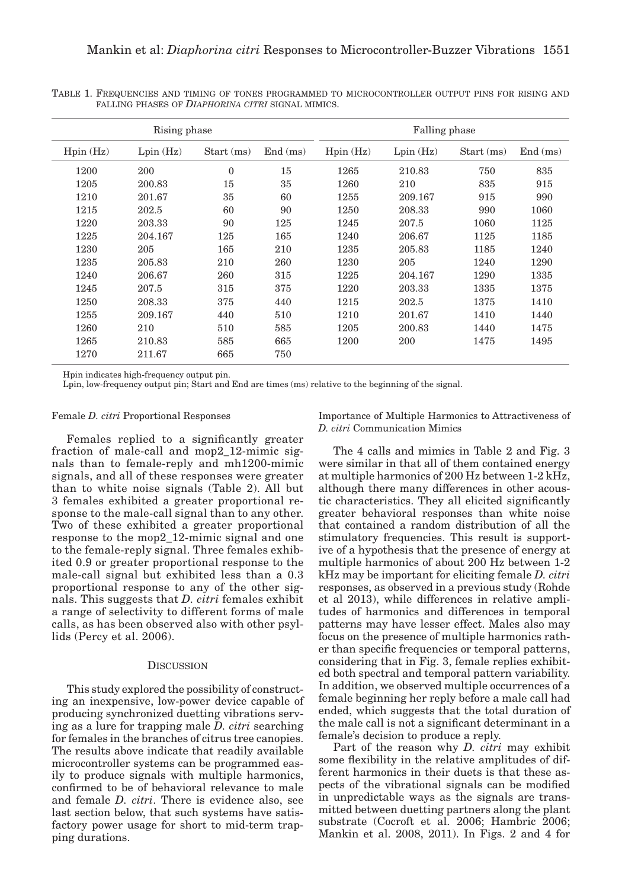TABLE 1. FREQUENCIES AND TIMING OF TONES PROGRAMMED TO MICROCONTROLLER OUTPUT PINS FOR RISING AND FALLING PHASES OF *DIAPHORINA CITRI* SIGNAL MIMICS.

| Rising phase | | | | Falling phase | | | |
|---|---|---|---|---|---|---|---|
| Hpin (Hz) | Lpin (Hz) | Start (ms) | End (ms) | Hpin (Hz) | Lpin (Hz) | Start (ms) | End (ms) |
| 1200 | 200 | 0 | 15 | 1265 | 210.83 | 750 | 835 |
| 1205 | 200.83 | 15 | 35 | 1260 | 210 | 835 | 915 |
| 1210 | 201.67 | 35 | 60 | 1255 | 209.167 | 915 | 990 |
| 1215 | 202.5 | 60 | 90 | 1250 | 208.33 | 990 | 1060 |
| 1220 | 203.33 | 90 | 125 | 1245 | 207.5 | 1060 | 1125 |
| 1225 | 204.167 | 125 | 165 | 1240 | 206.67 | 1125 | 1185 |
| 1230 | 205 | 165 | 210 | 1235 | 205.83 | 1185 | 1240 |
| 1235 | 205.83 | 210 | 260 | 1230 | 205 | 1240 | 1290 |
| 1240 | 206.67 | 260 | 315 | 1225 | 204.167 | 1290 | 1335 |
| 1245 | 207.5 | 315 | 375 | 1220 | 203.33 | 1335 | 1375 |
| 1250 | 208.33 | 375 | 440 | 1215 | 202.5 | 1375 | 1410 |
| 1255 | 209.167 | 440 | 510 | 1210 | 201.67 | 1410 | 1440 |
| 1260 | 210 | 510 | 585 | 1205 | 200.83 | 1440 | 1475 |
| 1265 | 210.83 | 585 | 665 | 1200 | 200 | 1475 | 1495 |
| 1270 | 211.67 | 665 | 750 | | | | |

Hpin indicates high-frequency output pin.
Lpin, low-frequency output pin; Start and End are times (ms) relative to the beginning of the signal.

### Female *D. citri* Proportional Responses

Females replied to a significantly greater fraction of male-call and mop2_12-mimic signals than to female-reply and mh1200-mimic signals, and all of these responses were greater than to white noise signals (Table 2). All but 3 females exhibited a greater proportional response to the male-call signal than to any other. Two of these exhibited a greater proportional response to the mop2_12-mimic signal and one to the female-reply signal. Three females exhibited 0.9 or greater proportional response to the male-call signal but exhibited less than a 0.3 proportional response to any of the other signals. This suggests that *D. citri* females exhibit a range of selectivity to different forms of male calls, as has been observed also with other psyllids (Percy et al. 2006).

## DISCUSSION

This study explored the possibility of constructing an inexpensive, low-power device capable of producing synchronized duetting vibrations serving as a lure for trapping male *D. citri* searching for females in the branches of citrus tree canopies. The results above indicate that readily available microcontroller systems can be programmed easily to produce signals with multiple harmonics, confirmed to be of behavioral relevance to male and female *D. citri*. There is evidence also, see last section below, that such systems have satisfactory power usage for short to mid-term trapping durations.

### Importance of Multiple Harmonics to Attractiveness of *D. citri* Communication Mimics

The 4 calls and mimics in Table 2 and Fig. 3 were similar in that all of them contained energy at multiple harmonics of 200 Hz between 1-2 kHz, although there many differences in other acoustic characteristics. They all elicited significantly greater behavioral responses than white noise that contained a random distribution of all the stimulatory frequencies. This result is supportive of a hypothesis that the presence of energy at multiple harmonics of about 200 Hz between 1-2 kHz may be important for eliciting female *D. citri* responses, as observed in a previous study (Rohde et al 2013), while differences in relative amplitudes of harmonics and differences in temporal patterns may have lesser effect. Males also may focus on the presence of multiple harmonics rather than specific frequencies or temporal patterns, considering that in Fig. 3, female replies exhibited both spectral and temporal pattern variability. In addition, we observed multiple occurrences of a female beginning her reply before a male call had ended, which suggests that the total duration of the male call is not a significant determinant in a female's decision to produce a reply.

Part of the reason why *D. citri* may exhibit some flexibility in the relative amplitudes of different harmonics in their duets is that these aspects of the vibrational signals can be modified in unpredictable ways as the signals are transmitted between duetting partners along the plant substrate (Cocroft et al. 2006; Hambric 2006; Mankin et al. 2008, 2011). In Figs. 2 and 4 for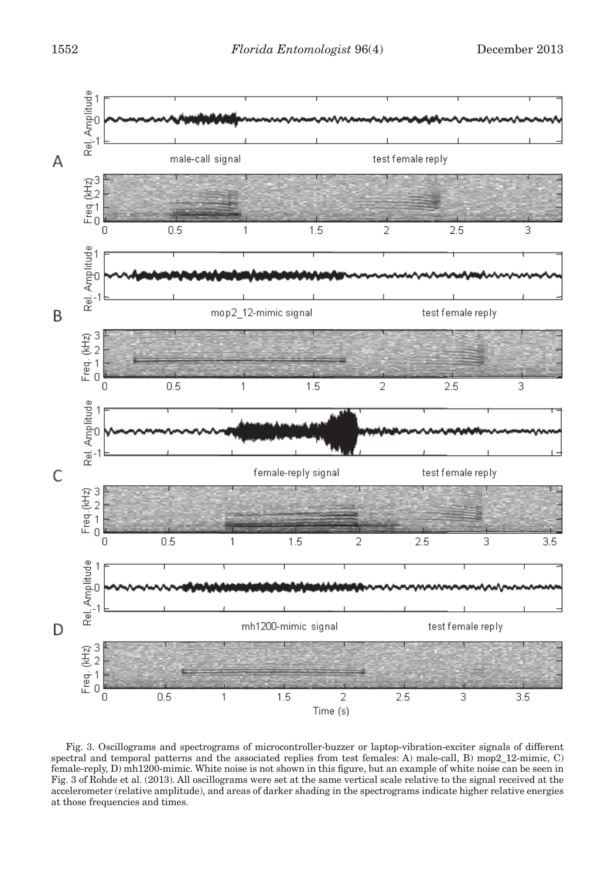Fig. 3. Oscillograms and spectrograms of microcontroller-buzzer or laptop-vibration-exciter signals of different spectral and temporal patterns and the associated replies from test females: A) male-call, B) mop2_12-mimic, C) female-reply, D) mh1200-mimic. White noise is not shown in this figure, but an example of white noise can be seen in Fig. 3 of Rohde et al. (2013). All oscillograms were set at the same vertical scale relative to the signal received at the accelerometer (relative amplitude), and areas of darker shading in the spectrograms indicate higher relative energies at those frequencies and times.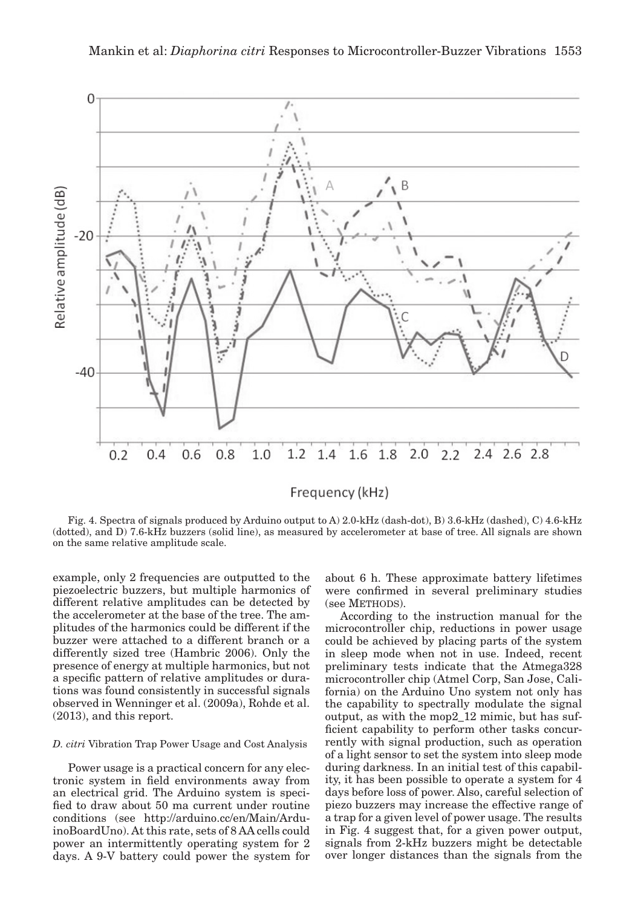Fig. 4. Spectra of signals produced by Arduino output to A) 2.0-kHz (dash-dot), B) 3.6-kHz (dashed), C) 4.6-kHz (dotted), and D) 7.6-kHz buzzers (solid line), as measured by accelerometer at base of tree. All signals are shown on the same relative amplitude scale.

example, only 2 frequencies are outputted to the piezoelectric buzzers, but multiple harmonics of different relative amplitudes can be detected by the accelerometer at the base of the tree. The amplitudes of the harmonics could be different if the buzzer were attached to a different branch or a differently sized tree (Hambric 2006). Only the presence of energy at multiple harmonics, but not a specific pattern of relative amplitudes or durations was found consistently in successful signals observed in Wenninger et al. (2009a), Rohde et al. (2013), and this report.

### *D. citri* Vibration Trap Power Usage and Cost Analysis

Power usage is a practical concern for any electronic system in field environments away from an electrical grid. The Arduino system is specified to draw about 50 ma current under routine conditions (see http://arduino.cc/en/Main/ArduinoBoardUno). At this rate, sets of 8 AA cells could power an intermittently operating system for 2 days. A 9-V battery could power the system for about 6 h. These approximate battery lifetimes were confirmed in several preliminary studies (see METHODS).

According to the instruction manual for the microcontroller chip, reductions in power usage could be achieved by placing parts of the system in sleep mode when not in use. Indeed, recent preliminary tests indicate that the Atmega328 microcontroller chip (Atmel Corp, San Jose, California) on the Arduino Uno system not only has the capability to spectrally modulate the signal output, as with the mop2_12 mimic, but has sufficient capability to perform other tasks concurrently with signal production, such as operation of a light sensor to set the system into sleep mode during darkness. In an initial test of this capability, it has been possible to operate a system for 4 days before loss of power. Also, careful selection of piezo buzzers may increase the effective range of a trap for a given level of power usage. The results in Fig. 4 suggest that, for a given power output, signals from 2-kHz buzzers might be detectable over longer distances than the signals from the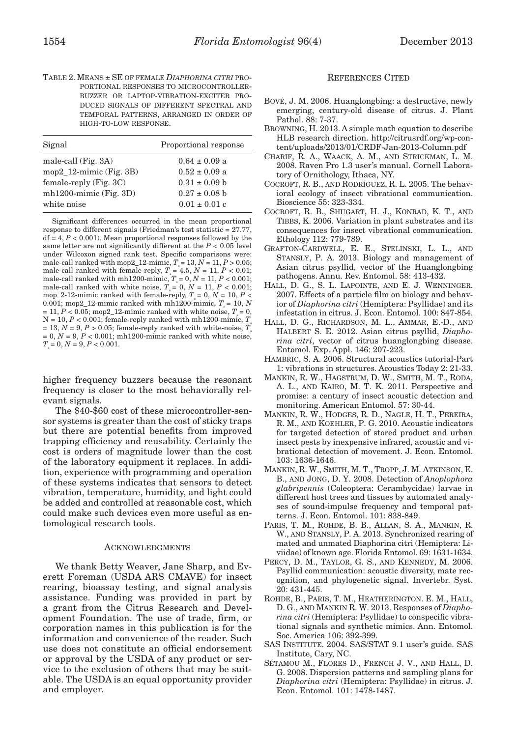TABLE 2. MEANS ± SE OF FEMALE *DIAPHORINA CITRI* PROPORTIONAL RESPONSES TO MICROCONTROLLER-BUZZER OR LAPTOP-VIBRATION-EXCITER PRODUCED SIGNALS OF DIFFERENT SPECTRAL AND TEMPORAL PATTERNS, ARRANGED IN ORDER OF HIGH-TO-LOW RESPONSE.

| Signal | Proportional response |
|---|---|
| male-call (Fig. 3A) | 0.64 ± 0.09 a |
| mop2_12-mimic (Fig. 3B) | 0.52 ± 0.09 a |
| female-reply (Fig. 3C) | 0.31 ± 0.09 b |
| mh1200-mimic (Fig. 3D) | 0.27 ± 0.08 b |
| white noise | 0.01 ± 0.01 c |

Significant differences occurred in the mean proportional response to different signals (Friedman's test statistic = 27.77, df = 4, $P < 0.001$). Mean proportional responses followed by the same letter are not significantly different at the $P < 0.05$ level under Wilcoxon signed rank test. Specific comparisons were: male-call ranked with mop2_12-mimic, $T_s = 13$, $N = 11$, $P > 0.05$; male-call ranked with female-reply, $T_s = 4.5$, $N = 11$, $P < 0.01$; male-call ranked with mh1200-mimic, $T_s = 0$, $N = 11$, $P < 0.001$; male-call ranked with white noise, $T_s = 0$, $N = 11$, $P < 0.001$; mop_2-12-mimic ranked with female-reply, $T_s = 0$, $N = 10$, $P < 0.001$; mop2_12-mimic ranked with mh1200-mimic, $T_s = 10$, $N = 11$, $P < 0.05$; mop2_12-mimic ranked with white noise, $T_s = 0$, $N = 10$, $P < 0.001$; female-reply ranked with mh1200-mimic, $T_s = 13$, $N = 9$, $P > 0.05$; female-reply ranked with white-noise, $T_s = 0$, $N = 9$, $P < 0.001$; mh1200-mimic ranked with white noise, $T_s = 0$, $N = 9$, $P < 0.001$.

higher frequency buzzers because the resonant frequency is closer to the most behaviorally relevant signals.

The $40-$60 cost of these microcontroller-sensor systems is greater than the cost of sticky traps but there are potential benefits from improved trapping efficiency and reusability. Certainly the cost is orders of magnitude lower than the cost of the laboratory equipment it replaces. In addition, experience with programming and operation of these systems indicates that sensors to detect vibration, temperature, humidity, and light could be added and controlled at reasonable cost, which could make such devices even more useful as entomological research tools.

## ACKNOWLEDGMENTS

We thank Betty Weaver, Jane Sharp, and Everett Foreman (USDA ARS CMAVE) for insect rearing, bioassay testing, and signal analysis assistance. Funding was provided in part by a grant from the Citrus Research and Development Foundation. The use of trade, firm, or corporation names in this publication is for the information and convenience of the reader. Such use does not constitute an official endorsement or approval by the USDA of any product or service to the exclusion of others that may be suitable. The USDA is an equal opportunity provider and employer.

## REFERENCES CITED

BOVÉ, J. M. 2006. Huanglongbing: a destructive, newly emerging, century-old disease of citrus. J. Plant Pathol. 88: 7-37.

BROWNING, H. 2013. A simple math equation to describe HLB research direction. http://citrusrdf.org/wp-content/uploads/2013/01/CRDF-Jan-2013-Column.pdf

CHARIF, R. A., WAACK, A. M., AND STRICKMAN, L. M. 2008. Raven Pro 1.3 user's manual. Cornell Laboratory of Ornithology, Ithaca, NY.

COCROFT, R. B., AND RODRÍGUEZ, R. L. 2005. The behavioral ecology of insect vibrational communication. Bioscience 55: 323-334.

COCROFT, R. B., SHUGART, H. J., KONRAD, K. T., AND TIBBS, K. 2006. Variation in plant substrates and its consequences for insect vibrational communication. Ethology 112: 779-789.

GRAFTON-CARDWELL, E. E., STELINSKI, L. L., AND STANSLY, P. A. 2013. Biology and management of Asian citrus psyllid, vector of the Huanglongbing pathogens. Annu. Rev. Entomol. 58: 413-432.

HALL, D. G., S. L. LAPOINTE, AND E. J. WENNINGER. 2007. Effects of a particle film on biology and behavior of *Diaphorina citri* (Hemiptera: Psyllidae) and its infestation in citrus. J. Econ. Entomol. 100: 847-854.

HALL, D. G., RICHARDSON, M. L., AMMAR, E.-D., AND HALBERT S. E. 2012. Asian citrus psyllid, *Diaphorina citri*, vector of citrus huanglongbing disease. Entomol. Exp. Appl. 146: 207-223.

HAMBRIC, S. A. 2006. Structural acoustics tutorial-Part 1: vibrations in structures. Acoustics Today 2: 21-33.

MANKIN, R. W., HAGSTRUM, D. W., SMITH, M. T., RODA, A. L., AND KAIRO, M. T. K. 2011. Perspective and promise: a century of insect acoustic detection and monitoring. American Entomol. 57: 30-44.

MANKIN, R. W., HODGES, R. D., NAGLE, H. T., PEREIRA, R. M., AND KOEHLER, P. G. 2010. Acoustic indicators for targeted detection of stored product and urban insect pests by inexpensive infrared, acoustic and vibrational detection of movement. J. Econ. Entomol. 103: 1636-1646.

MANKIN, R. W., SMITH, M. T., TROPP, J. M. ATKINSON, E. B., AND JONG, D. Y. 2008. Detection of *Anoplophora glabripennis* (Coleoptera: Cerambycidae) larvae in different host trees and tissues by automated analyses of sound-impulse frequency and temporal patterns. J. Econ. Entomol. 101: 838-849.

PARIS, T. M., ROHDE, B. B., ALLAN, S. A., MANKIN, R. W., AND STANSLY, P. A. 2013. Synchronized rearing of mated and unmated Diaphorina citri (Hemiptera: Liviidae) of known age. Florida Entomol. 69: 1631-1634.

PERCY, D. M., TAYLOR, G. S., AND KENNEDY, M. 2006. Psyllid communication: acoustic diversity, mate recognition, and phylogenetic signal. Invertebr. Syst. 20: 431-445.

ROHDE, B., PARIS, T. M., HEATHERINGTON. E. M., HALL, D. G., AND MANKIN R. W. 2013. Responses of *Diaphorina citri* (Hemiptera: Psyllidae) to conspecific vibrational signals and synthetic mimics. Ann. Entomol. Soc. America 106: 392-399.

SAS INSTITUTE. 2004. SAS/STAT 9.1 user's guide. SAS Institute, Cary, NC.

SÉTAMOU M., FLORES D., FRENCH J. V., AND HALL, D. G. 2008. Dispersion patterns and sampling plans for *Diaphorina citri* (Hemiptera: Psyllidae) in citrus. J. Econ. Entomol. 101: 1478-1487.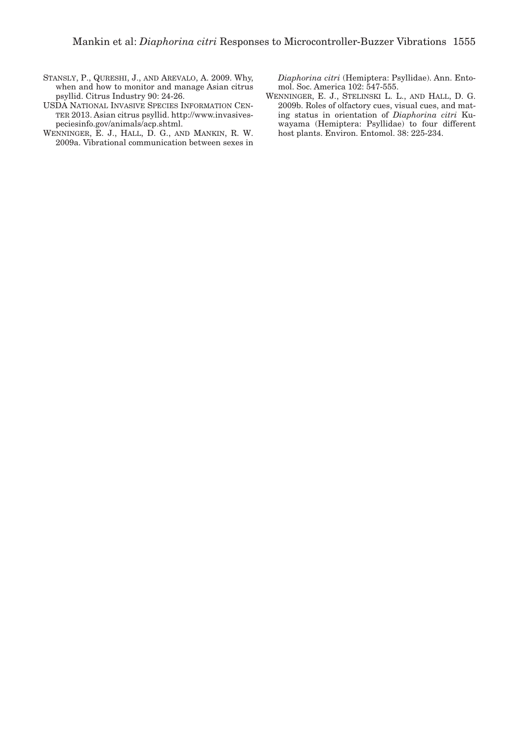Stansly, P., Qureshi, J., and Arevalo, A. 2009. Why, when and how to monitor and manage Asian citrus psyllid. Citrus Industry 90: 24-26.

USDA National Invasive Species Information Center 2013. Asian citrus psyllid. http://www.invasivespeciesinfo.gov/animals/acp.shtml.

Wenninger, E. J., Hall, D. G., and Mankin, R. W. 2009a. Vibrational communication between sexes in *Diaphorina citri* (Hemiptera: Psyllidae). Ann. Entomol. Soc. America 102: 547-555.

Wenninger, E. J., Stelinski L. L., and Hall, D. G. 2009b. Roles of olfactory cues, visual cues, and mating status in orientation of *Diaphorina citri* Kuwayama (Hemiptera: Psyllidae) to four different host plants. Environ. Entomol. 38: 225-234.